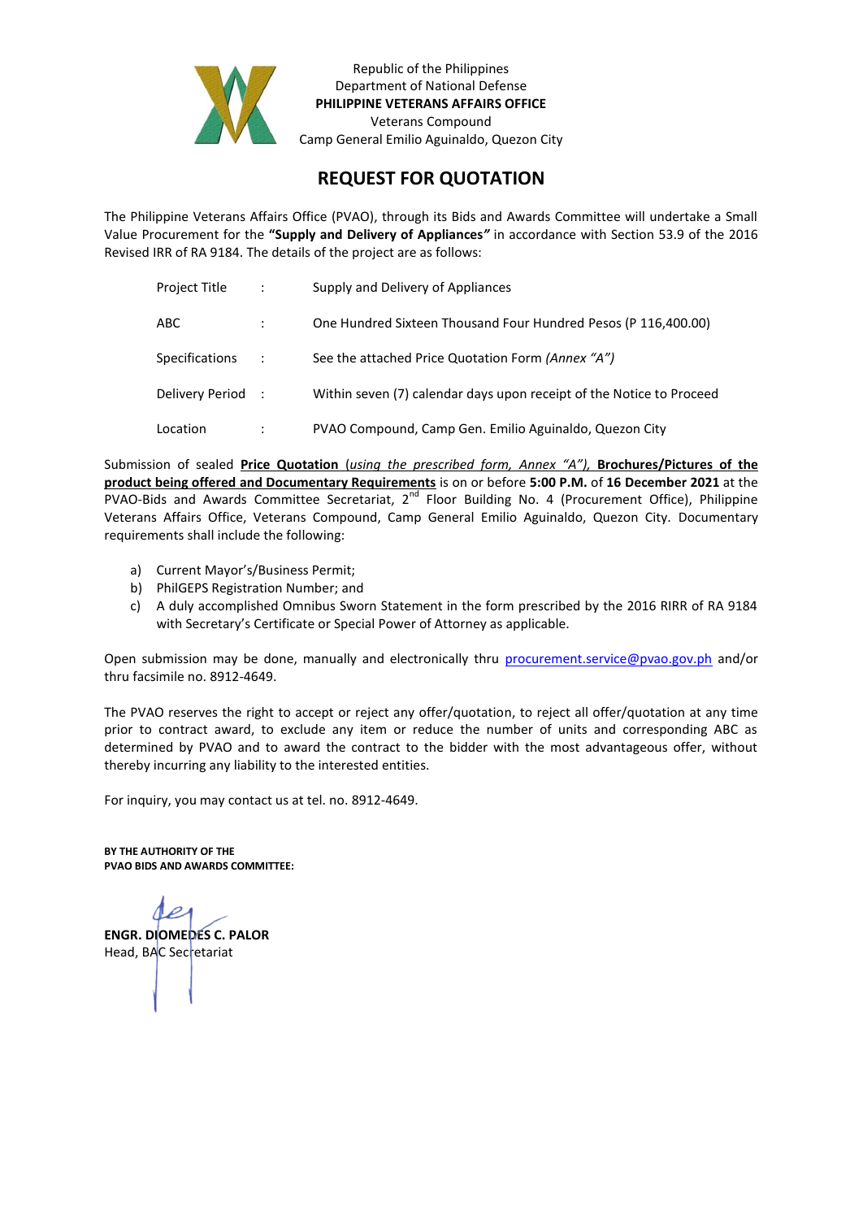Republic of the Philippines
Department of National Defense
**PHILIPPINE VETERANS AFFAIRS OFFICE**
Veterans Compound
Camp General Emilio Aguinaldo, Quezon City

# REQUEST FOR QUOTATION

The Philippine Veterans Affairs Office (PVAO), through its Bids and Awards Committee will undertake a Small Value Procurement for the **"Supply and Delivery of Appliances"** in accordance with Section 53.9 of the 2016 Revised IRR of RA 9184. The details of the project are as follows:

| | | |
|---|---|---|
| Project Title | : | Supply and Delivery of Appliances |
| ABC | : | One Hundred Sixteen Thousand Four Hundred Pesos (P 116,400.00) |
| Specifications | : | See the attached Price Quotation Form *(Annex "A")* |
| Delivery Period | : | Within seven (7) calendar days upon receipt of the Notice to Proceed |
| Location | : | PVAO Compound, Camp Gen. Emilio Aguinaldo, Quezon City |

Submission of sealed **Price Quotation** (*using the prescribed form, Annex "A"),* **Brochures/Pictures of the product being offered and Documentary Requirements** is on or before **5:00 P.M.** of **16 December 2021** at the PVAO-Bids and Awards Committee Secretariat, 2nd Floor Building No. 4 (Procurement Office), Philippine Veterans Affairs Office, Veterans Compound, Camp General Emilio Aguinaldo, Quezon City. Documentary requirements shall include the following:

a) Current Mayor's/Business Permit;
b) PhilGEPS Registration Number; and
c) A duly accomplished Omnibus Sworn Statement in the form prescribed by the 2016 RIRR of RA 9184 with Secretary's Certificate or Special Power of Attorney as applicable.

Open submission may be done, manually and electronically thru procurement.service@pvao.gov.ph and/or thru facsimile no. 8912-4649.

The PVAO reserves the right to accept or reject any offer/quotation, to reject all offer/quotation at any time prior to contract award, to exclude any item or reduce the number of units and corresponding ABC as determined by PVAO and to award the contract to the bidder with the most advantageous offer, without thereby incurring any liability to the interested entities.

For inquiry, you may contact us at tel. no. 8912-4649.

**BY THE AUTHORITY OF THE**
**PVAO BIDS AND AWARDS COMMITTEE:**

**ENGR. DIOMEDES C. PALOR**
Head, BAC Secretariat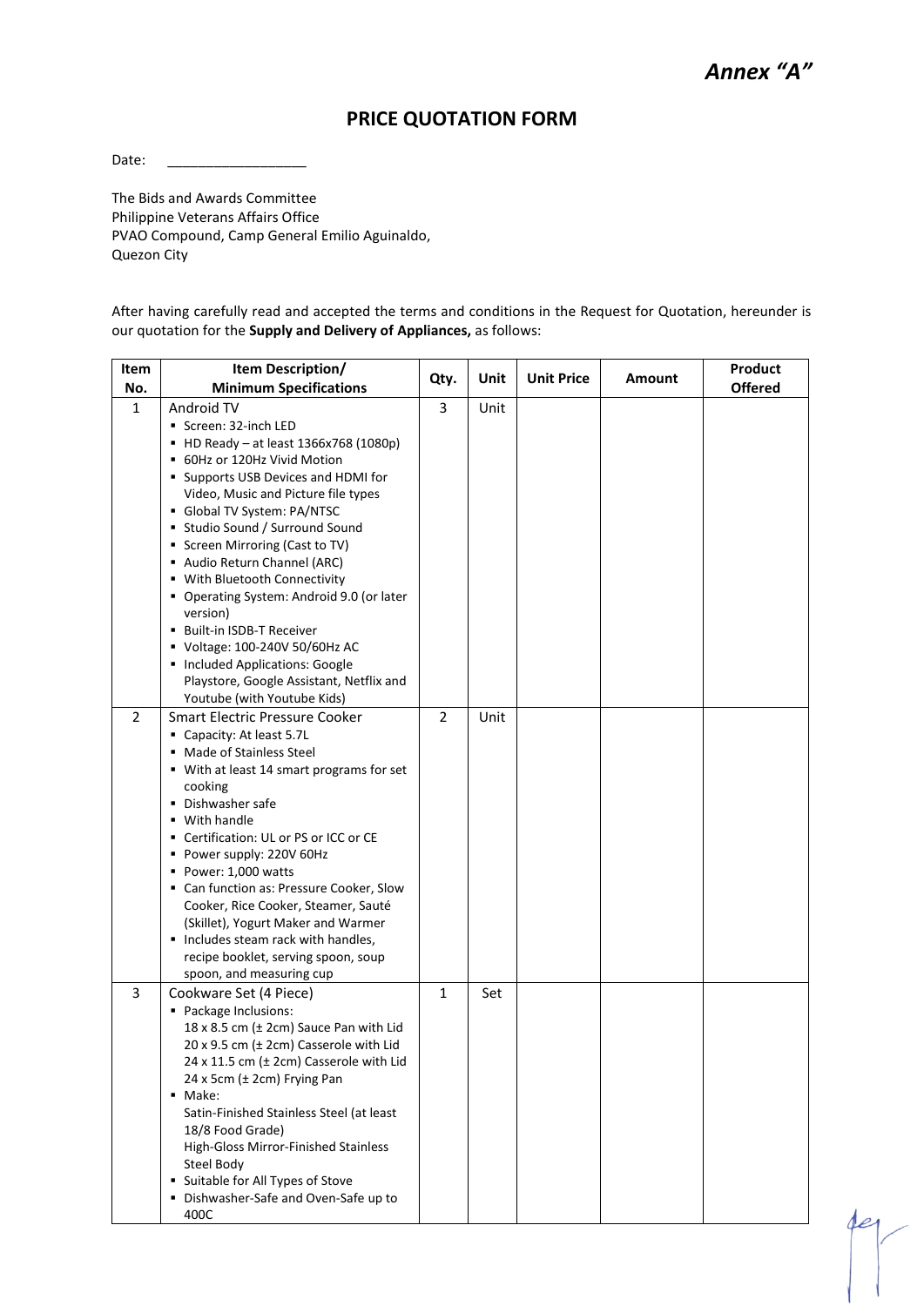*Annex "A"*

## PRICE QUOTATION FORM

Date: ___________________

The Bids and Awards Committee
Philippine Veterans Affairs Office
PVAO Compound, Camp General Emilio Aguinaldo,
Quezon City

After having carefully read and accepted the terms and conditions in the Request for Quotation, hereunder is our quotation for the **Supply and Delivery of Appliances,** as follows:

| Item No. | Item Description/ Minimum Specifications | Qty. | Unit | Unit Price | Amount | Product Offered |
|---|---|---|---|---|---|---|
| 1 | Android TV<br>▪ Screen: 32-inch LED<br>▪ HD Ready – at least 1366x768 (1080p)<br>▪ 60Hz or 120Hz Vivid Motion<br>▪ Supports USB Devices and HDMI for Video, Music and Picture file types<br>▪ Global TV System: PA/NTSC<br>▪ Studio Sound / Surround Sound<br>▪ Screen Mirroring (Cast to TV)<br>▪ Audio Return Channel (ARC)<br>▪ With Bluetooth Connectivity<br>▪ Operating System: Android 9.0 (or later version)<br>▪ Built-in ISDB-T Receiver<br>▪ Voltage: 100-240V 50/60Hz AC<br>▪ Included Applications: Google Playstore, Google Assistant, Netflix and Youtube (with Youtube Kids) | 3 | Unit | | | |
| 2 | Smart Electric Pressure Cooker<br>▪ Capacity: At least 5.7L<br>▪ Made of Stainless Steel<br>▪ With at least 14 smart programs for set cooking<br>▪ Dishwasher safe<br>▪ With handle<br>▪ Certification: UL or PS or ICC or CE<br>▪ Power supply: 220V 60Hz<br>▪ Power: 1,000 watts<br>▪ Can function as: Pressure Cooker, Slow Cooker, Rice Cooker, Steamer, Sauté (Skillet), Yogurt Maker and Warmer<br>▪ Includes steam rack with handles, recipe booklet, serving spoon, soup spoon, and measuring cup | 2 | Unit | | | |
| 3 | Cookware Set (4 Piece)<br>▪ Package Inclusions:<br>18 x 8.5 cm (± 2cm) Sauce Pan with Lid<br>20 x 9.5 cm (± 2cm) Casserole with Lid<br>24 x 11.5 cm (± 2cm) Casserole with Lid<br>24 x 5cm (± 2cm) Frying Pan<br>▪ Make:<br>Satin-Finished Stainless Steel (at least 18/8 Food Grade)<br>High-Gloss Mirror-Finished Stainless Steel Body<br>▪ Suitable for All Types of Stove<br>▪ Dishwasher-Safe and Oven-Safe up to 400C | 1 | Set | | | |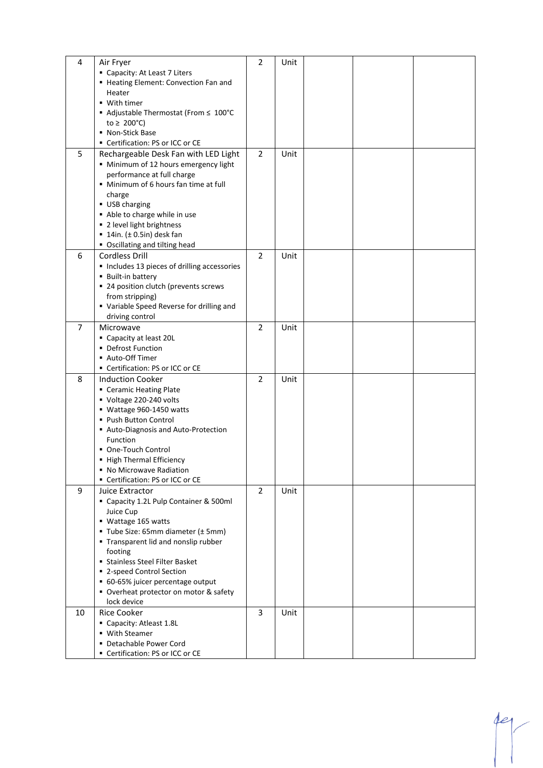| 4 | Air Fryer<br>▪ Capacity: At Least 7 Liters<br>▪ Heating Element: Convection Fan and Heater<br>▪ With timer<br>▪ Adjustable Thermostat (From ≤ 100°C to ≥ 200°C)<br>▪ Non-Stick Base<br>▪ Certification: PS or ICC or CE | 2 | Unit | | | |
|---|---|---|---|---|---|---|
| 5 | Rechargeable Desk Fan with LED Light<br>▪ Minimum of 12 hours emergency light performance at full charge<br>▪ Minimum of 6 hours fan time at full charge<br>▪ USB charging<br>▪ Able to charge while in use<br>▪ 2 level light brightness<br>▪ 14in. (± 0.5in) desk fan<br>▪ Oscillating and tilting head | 2 | Unit | | | |
| 6 | Cordless Drill<br>▪ Includes 13 pieces of drilling accessories<br>▪ Built-in battery<br>▪ 24 position clutch (prevents screws from stripping)<br>▪ Variable Speed Reverse for drilling and driving control | 2 | Unit | | | |
| 7 | Microwave<br>▪ Capacity at least 20L<br>▪ Defrost Function<br>▪ Auto-Off Timer<br>▪ Certification: PS or ICC or CE | 2 | Unit | | | |
| 8 | Induction Cooker<br>▪ Ceramic Heating Plate<br>▪ Voltage 220-240 volts<br>▪ Wattage 960-1450 watts<br>▪ Push Button Control<br>▪ Auto-Diagnosis and Auto-Protection Function<br>▪ One-Touch Control<br>▪ High Thermal Efficiency<br>▪ No Microwave Radiation<br>▪ Certification: PS or ICC or CE | 2 | Unit | | | |
| 9 | Juice Extractor<br>▪ Capacity 1.2L Pulp Container & 500ml Juice Cup<br>▪ Wattage 165 watts<br>▪ Tube Size: 65mm diameter (± 5mm)<br>▪ Transparent lid and nonslip rubber footing<br>▪ Stainless Steel Filter Basket<br>▪ 2-speed Control Section<br>▪ 60-65% juicer percentage output<br>▪ Overheat protector on motor & safety lock device | 2 | Unit | | | |
| 10 | Rice Cooker<br>▪ Capacity: Atleast 1.8L<br>▪ With Steamer<br>▪ Detachable Power Cord<br>▪ Certification: PS or ICC or CE | 3 | Unit | | | |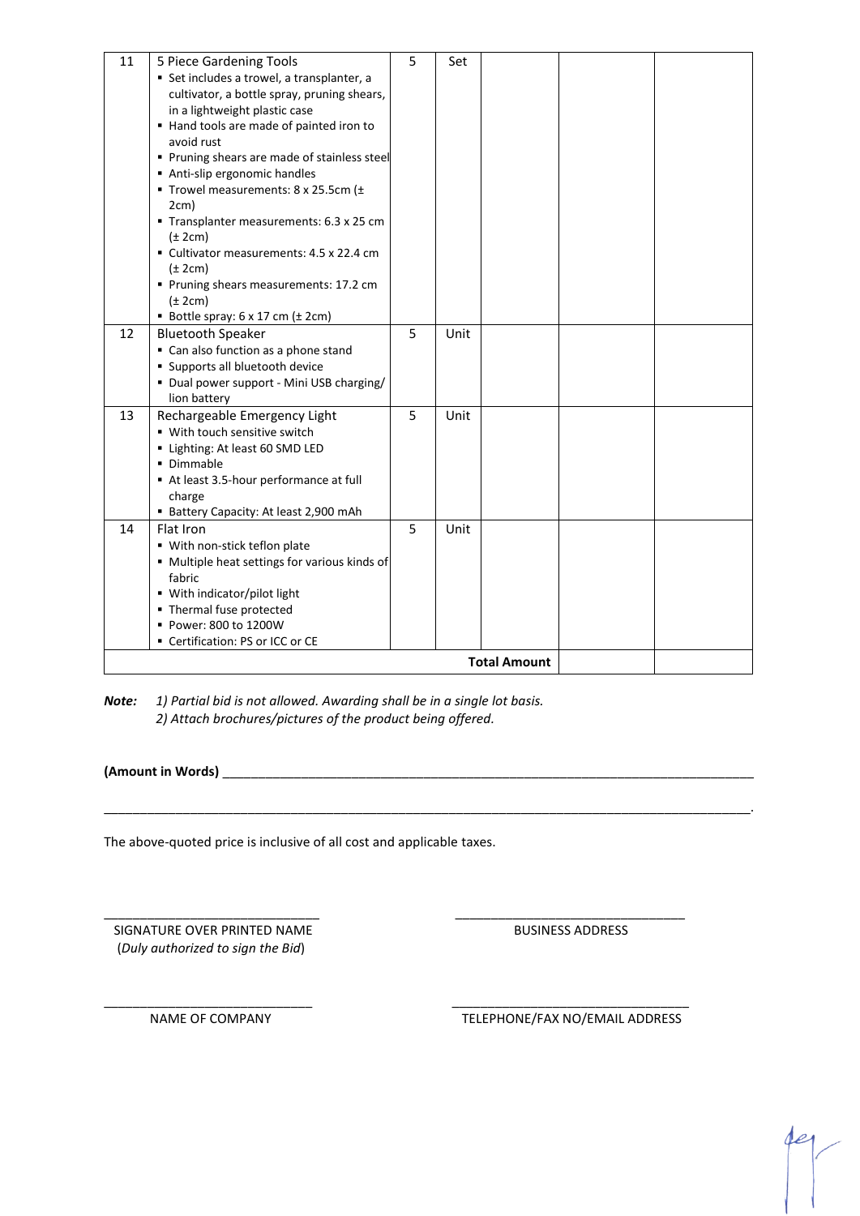| | | | | | | |
|---|---|---|---|---|---|---|
| 11 | 5 Piece Gardening Tools<br>▪ Set includes a trowel, a transplanter, a cultivator, a bottle spray, pruning shears, in a lightweight plastic case<br>▪ Hand tools are made of painted iron to avoid rust<br>▪ Pruning shears are made of stainless steel<br>▪ Anti-slip ergonomic handles<br>▪ Trowel measurements: 8 x 25.5cm (± 2cm)<br>▪ Transplanter measurements: 6.3 x 25 cm (± 2cm)<br>▪ Cultivator measurements: 4.5 x 22.4 cm (± 2cm)<br>▪ Pruning shears measurements: 17.2 cm (± 2cm)<br>▪ Bottle spray: 6 x 17 cm (± 2cm) | 5 | Set | | | |
| 12 | Bluetooth Speaker<br>▪ Can also function as a phone stand<br>▪ Supports all bluetooth device<br>▪ Dual power support - Mini USB charging/ lion battery | 5 | Unit | | | |
| 13 | Rechargeable Emergency Light<br>▪ With touch sensitive switch<br>▪ Lighting: At least 60 SMD LED<br>▪ Dimmable<br>▪ At least 3.5-hour performance at full charge<br>▪ Battery Capacity: At least 2,900 mAh | 5 | Unit | | | |
| 14 | Flat Iron<br>▪ With non-stick teflon plate<br>▪ Multiple heat settings for various kinds of fabric<br>▪ With indicator/pilot light<br>▪ Thermal fuse protected<br>▪ Power: 800 to 1200W<br>▪ Certification: PS or ICC or CE | 5 | Unit | | | |
| | | | | **Total Amount** | | |

***Note:*** *1) Partial bid is not allowed. Awarding shall be in a single lot basis.*
*2) Attach brochures/pictures of the product being offered.*

**(Amount in Words)** ________________________________________________________________________

________________________________________________________________________________________.

The above-quoted price is inclusive of all cost and applicable taxes.

______________________________
SIGNATURE OVER PRINTED NAME
(*Duly authorized to sign the Bid*)

______________________________
BUSINESS ADDRESS

______________________________
NAME OF COMPANY

______________________________
TELEPHONE/FAX NO/EMAIL ADDRESS